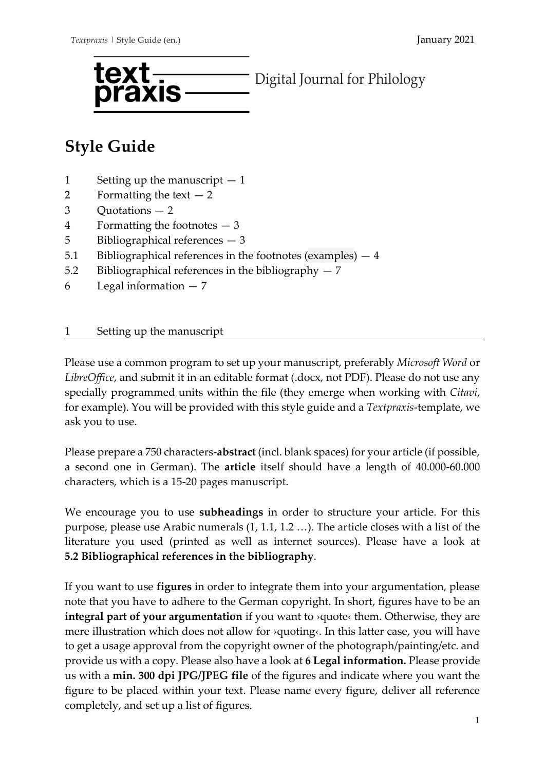text praxis — Digital Journal for Philology

# Style Guide

1 Setting up the manuscript — 1
2 Formatting the text — 2
3 Quotations — 2
4 Formatting the footnotes — 3
5 Bibliographical references — 3
5.1 Bibliographical references in the footnotes (examples) — 4
5.2 Bibliographical references in the bibliography — 7
6 Legal information — 7

## 1 Setting up the manuscript

Please use a common program to set up your manuscript, preferably *Microsoft Word* or *LibreOffice*, and submit it in an editable format (.docx, not PDF). Please do not use any specially programmed units within the file (they emerge when working with *Citavi*, for example). You will be provided with this style guide and a *Textpraxis*-template, we ask you to use.

Please prepare a 750 characters-**abstract** (incl. blank spaces) for your article (if possible, a second one in German). The **article** itself should have a length of 40.000-60.000 characters, which is a 15-20 pages manuscript.

We encourage you to use **subheadings** in order to structure your article. For this purpose, please use Arabic numerals (1, 1.1, 1.2 …). The article closes with a list of the literature you used (printed as well as internet sources). Please have a look at **5.2 Bibliographical references in the bibliography**.

If you want to use **figures** in order to integrate them into your argumentation, please note that you have to adhere to the German copyright. In short, figures have to be an **integral part of your argumentation** if you want to ›quote‹ them. Otherwise, they are mere illustration which does not allow for ›quoting‹. In this latter case, you will have to get a usage approval from the copyright owner of the photograph/painting/etc. and provide us with a copy. Please also have a look at **6 Legal information.** Please provide us with a **min. 300 dpi JPG/JPEG file** of the figures and indicate where you want the figure to be placed within your text. Please name every figure, deliver all reference completely, and set up a list of figures.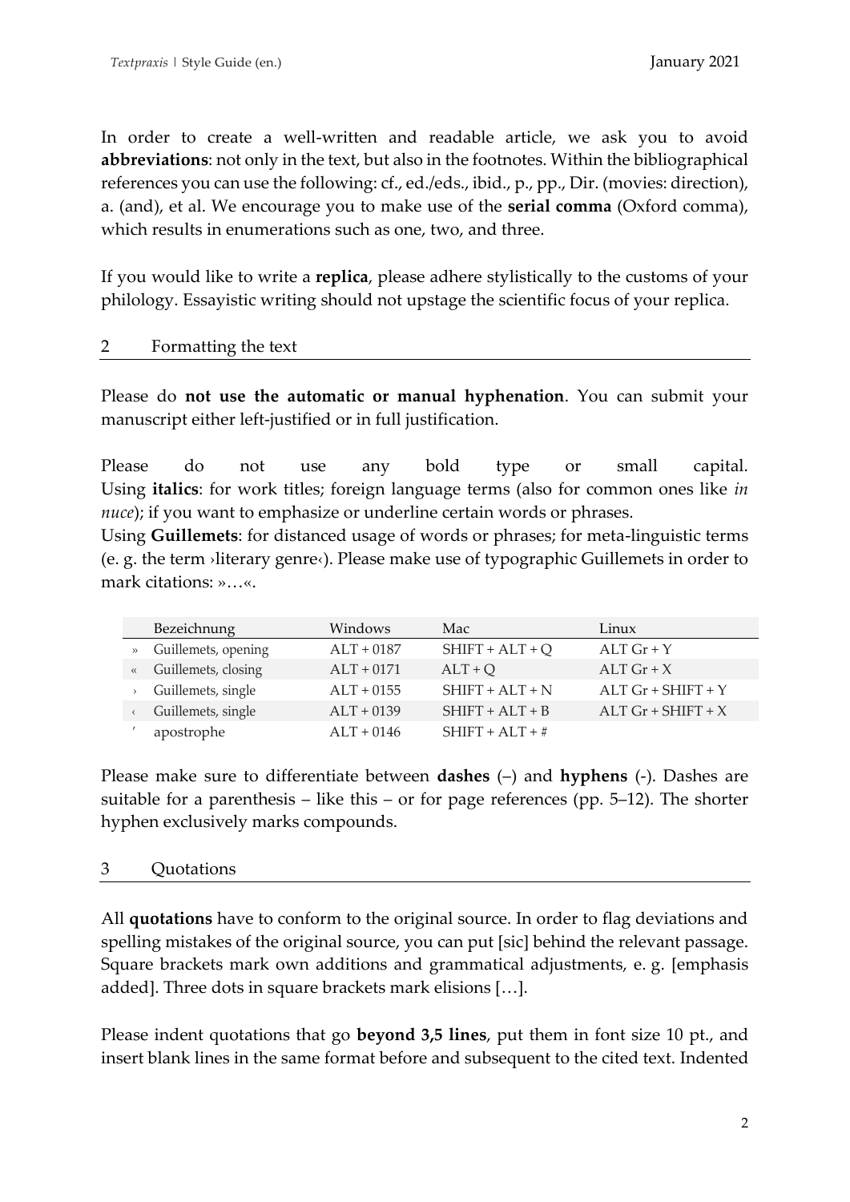In order to create a well-written and readable article, we ask you to avoid **abbreviations**: not only in the text, but also in the footnotes. Within the bibliographical references you can use the following: cf., ed./eds., ibid., p., pp., Dir. (movies: direction), a. (and), et al. We encourage you to make use of the **serial comma** (Oxford comma), which results in enumerations such as one, two, and three.

If you would like to write a **replica**, please adhere stylistically to the customs of your philology. Essayistic writing should not upstage the scientific focus of your replica.

## 2 Formatting the text

Please do **not use the automatic or manual hyphenation**. You can submit your manuscript either left-justified or in full justification.

Please do not use any bold type or small capital.
Using **italics**: for work titles; foreign language terms (also for common ones like *in nuce*); if you want to emphasize or underline certain words or phrases.
Using **Guillemets**: for distanced usage of words or phrases; for meta-linguistic terms (e. g. the term ›literary genre‹). Please make use of typographic Guillemets in order to mark citations: »…«.

| | Bezeichnung | Windows | Mac | Linux |
|---|---|---|---|---|
| » | Guillemets, opening | ALT + 0187 | SHIFT + ALT + Q | ALT Gr + Y |
| « | Guillemets, closing | ALT + 0171 | ALT + Q | ALT Gr + X |
| › | Guillemets, single | ALT + 0155 | SHIFT + ALT + N | ALT Gr + SHIFT + Y |
| ‹ | Guillemets, single | ALT + 0139 | SHIFT + ALT + B | ALT Gr + SHIFT + X |
| ’ | apostrophe | ALT + 0146 | SHIFT + ALT + # | |

Please make sure to differentiate between **dashes** (–) and **hyphens** (-). Dashes are suitable for a parenthesis – like this – or for page references (pp. 5–12). The shorter hyphen exclusively marks compounds.

## 3 Quotations

All **quotations** have to conform to the original source. In order to flag deviations and spelling mistakes of the original source, you can put [sic] behind the relevant passage. Square brackets mark own additions and grammatical adjustments, e. g. [emphasis added]. Three dots in square brackets mark elisions […].

Please indent quotations that go **beyond 3,5 lines**, put them in font size 10 pt., and insert blank lines in the same format before and subsequent to the cited text. Indented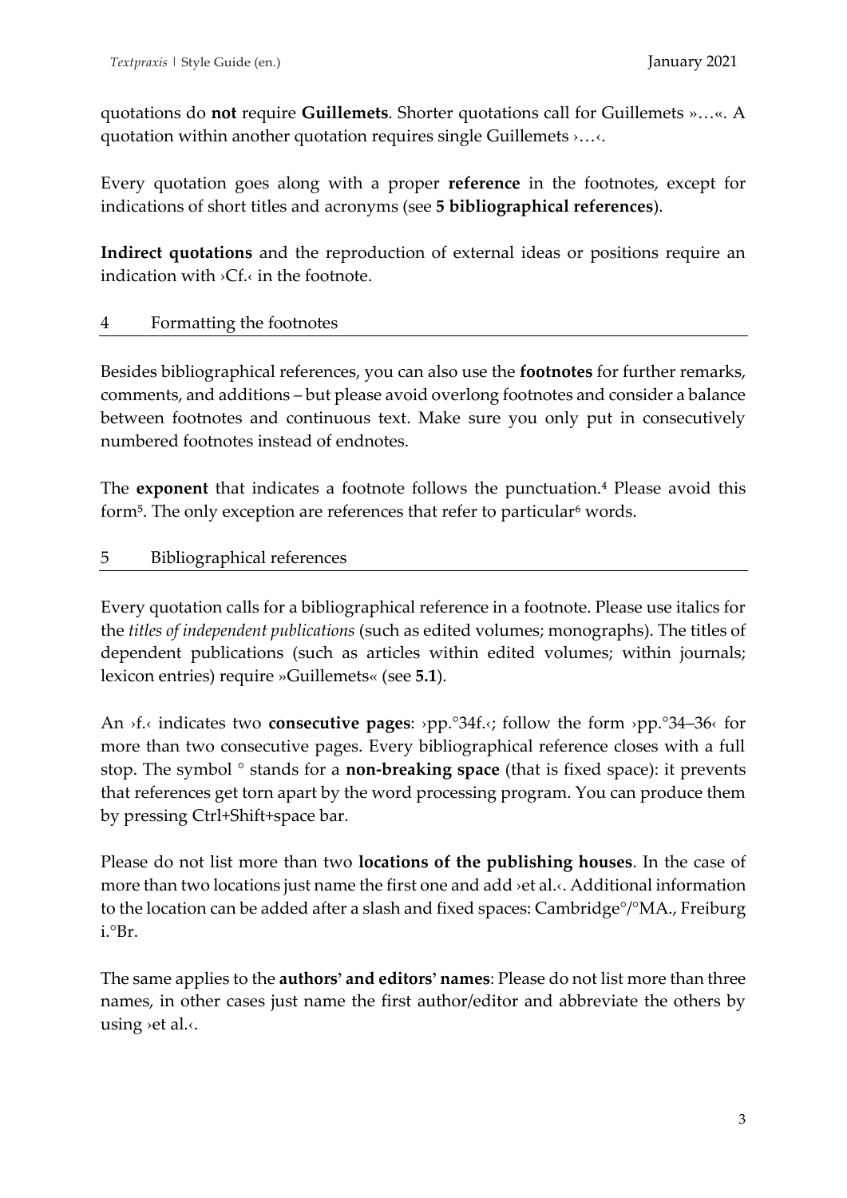quotations do **not** require **Guillemets**. Shorter quotations call for Guillemets »…«. A quotation within another quotation requires single Guillemets ›…‹.

Every quotation goes along with a proper **reference** in the footnotes, except for indications of short titles and acronyms (see **5 bibliographical references**).

**Indirect quotations** and the reproduction of external ideas or positions require an indication with ›Cf.‹ in the footnote.

## 4 Formatting the footnotes

Besides bibliographical references, you can also use the **footnotes** for further remarks, comments, and additions – but please avoid overlong footnotes and consider a balance between footnotes and continuous text. Make sure you only put in consecutively numbered footnotes instead of endnotes.

The **exponent** that indicates a footnote follows the punctuation.[4] Please avoid this form[5]. The only exception are references that refer to particular[6] words.

## 5 Bibliographical references

Every quotation calls for a bibliographical reference in a footnote. Please use italics for the *titles of independent publications* (such as edited volumes; monographs). The titles of dependent publications (such as articles within edited volumes; within journals; lexicon entries) require »Guillemets« (see **5.1**).

An ›f.‹ indicates two **consecutive pages**: ›pp.°34f.‹; follow the form ›pp.°34–36‹ for more than two consecutive pages. Every bibliographical reference closes with a full stop. The symbol ° stands for a **non-breaking space** (that is fixed space): it prevents that references get torn apart by the word processing program. You can produce them by pressing Ctrl+Shift+space bar.

Please do not list more than two **locations of the publishing houses**. In the case of more than two locations just name the first one and add ›et al.‹. Additional information to the location can be added after a slash and fixed spaces: Cambridge°/°MA., Freiburg i.°Br.

The same applies to the **authors' and editors' names**: Please do not list more than three names, in other cases just name the first author/editor and abbreviate the others by using ›et al.‹.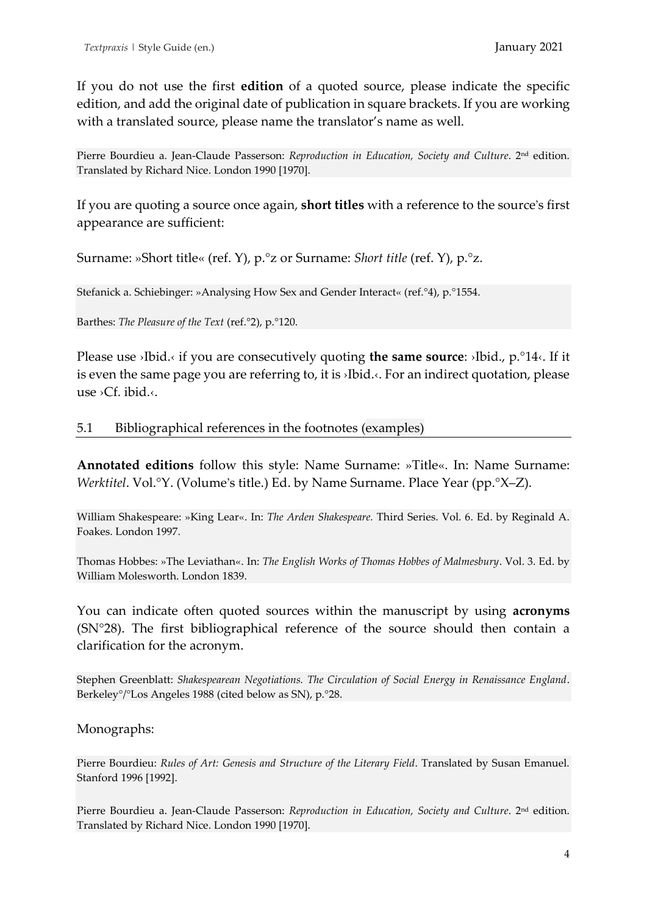If you do not use the first **edition** of a quoted source, please indicate the specific edition, and add the original date of publication in square brackets. If you are working with a translated source, please name the translator's name as well.

Pierre Bourdieu a. Jean-Claude Passerson: *Reproduction in Education, Society and Culture*. 2nd edition. Translated by Richard Nice. London 1990 [1970].

If you are quoting a source once again, **short titles** with a reference to the source's first appearance are sufficient:

Surname: »Short title« (ref. Y), p.°z or Surname: *Short title* (ref. Y), p.°z.

Stefanick a. Schiebinger: »Analysing How Sex and Gender Interact« (ref.°4), p.°1554.

Barthes: *The Pleasure of the Text* (ref.°2), p.°120.

Please use ›Ibid.‹ if you are consecutively quoting **the same source**: ›Ibid., p.°14‹. If it is even the same page you are referring to, it is ›Ibid.‹. For an indirect quotation, please use ›Cf. ibid.‹.

## 5.1 Bibliographical references in the footnotes (examples)

**Annotated editions** follow this style: Name Surname: »Title«. In: Name Surname: *Werktitel*. Vol.°Y. (Volume's title.) Ed. by Name Surname. Place Year (pp.°X–Z).

William Shakespeare: »King Lear«. In: *The Arden Shakespeare.* Third Series. Vol. 6. Ed. by Reginald A. Foakes. London 1997.

Thomas Hobbes: »The Leviathan«. In: *The English Works of Thomas Hobbes of Malmesbury*. Vol. 3. Ed. by William Molesworth. London 1839.

You can indicate often quoted sources within the manuscript by using **acronyms** (SN°28). The first bibliographical reference of the source should then contain a clarification for the acronym.

Stephen Greenblatt: *Shakespearean Negotiations. The Circulation of Social Energy in Renaissance England*. Berkeley°/°Los Angeles 1988 (cited below as SN), p.°28.

Monographs:

Pierre Bourdieu: *Rules of Art: Genesis and Structure of the Literary Field*. Translated by Susan Emanuel. Stanford 1996 [1992].

Pierre Bourdieu a. Jean-Claude Passerson: *Reproduction in Education, Society and Culture*. 2nd edition. Translated by Richard Nice. London 1990 [1970].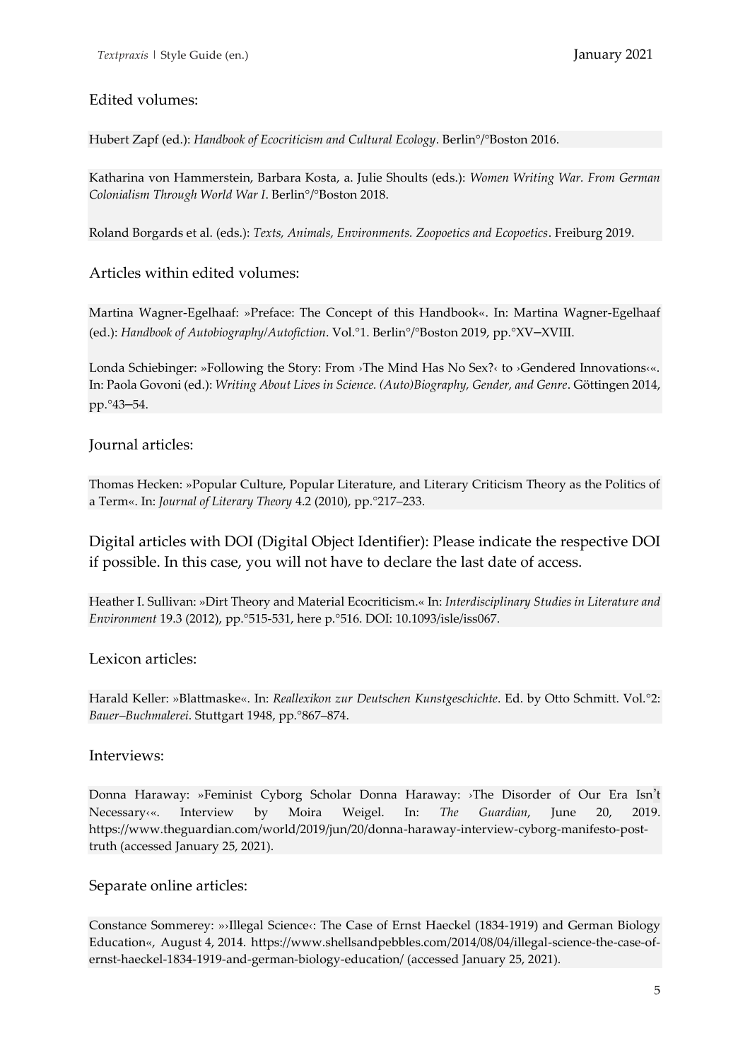Edited volumes:

Hubert Zapf (ed.): *Handbook of Ecocriticism and Cultural Ecology*. Berlin°/°Boston 2016.

Katharina von Hammerstein, Barbara Kosta, a. Julie Shoults (eds.): *Women Writing War. From German Colonialism Through World War I*. Berlin°/°Boston 2018.

Roland Borgards et al. (eds.): *Texts, Animals, Environments. Zoopoetics and Ecopoetics*. Freiburg 2019.

Articles within edited volumes:

Martina Wagner-Egelhaaf: »Preface: The Concept of this Handbook«. In: Martina Wagner-Egelhaaf (ed.): *Handbook of Autobiography/Autofiction*. Vol.°1. Berlin°/°Boston 2019, pp.°XV–XVIII.

Londa Schiebinger: »Following the Story: From ›The Mind Has No Sex?‹ to ›Gendered Innovations‹«. In: Paola Govoni (ed.): *Writing About Lives in Science. (Auto)Biography, Gender, and Genre*. Göttingen 2014, pp.°43–54.

Journal articles:

Thomas Hecken: »Popular Culture, Popular Literature, and Literary Criticism Theory as the Politics of a Term«. In: *Journal of Literary Theory* 4.2 (2010), pp.°217–233.

Digital articles with DOI (Digital Object Identifier): Please indicate the respective DOI if possible. In this case, you will not have to declare the last date of access.

Heather I. Sullivan: »Dirt Theory and Material Ecocriticism.« In: *Interdisciplinary Studies in Literature and Environment* 19.3 (2012), pp.°515-531, here p.°516. DOI: 10.1093/isle/iss067.

Lexicon articles:

Harald Keller: »Blattmaske«. In: *Reallexikon zur Deutschen Kunstgeschichte*. Ed. by Otto Schmitt. Vol.°2: *Bauer–Buchmalerei*. Stuttgart 1948, pp.°867–874.

Interviews:

Donna Haraway: »Feminist Cyborg Scholar Donna Haraway: ›The Disorder of Our Era Isn't Necessary‹«. Interview by Moira Weigel. In: *The Guardian*, June 20, 2019. https://www.theguardian.com/world/2019/jun/20/donna-haraway-interview-cyborg-manifesto-post-truth (accessed January 25, 2021).

Separate online articles:

Constance Sommerey: »›Illegal Science‹: The Case of Ernst Haeckel (1834-1919) and German Biology Education«, August 4, 2014. https://www.shellsandpebbles.com/2014/08/04/illegal-science-the-case-of-ernst-haeckel-1834-1919-and-german-biology-education/ (accessed January 25, 2021).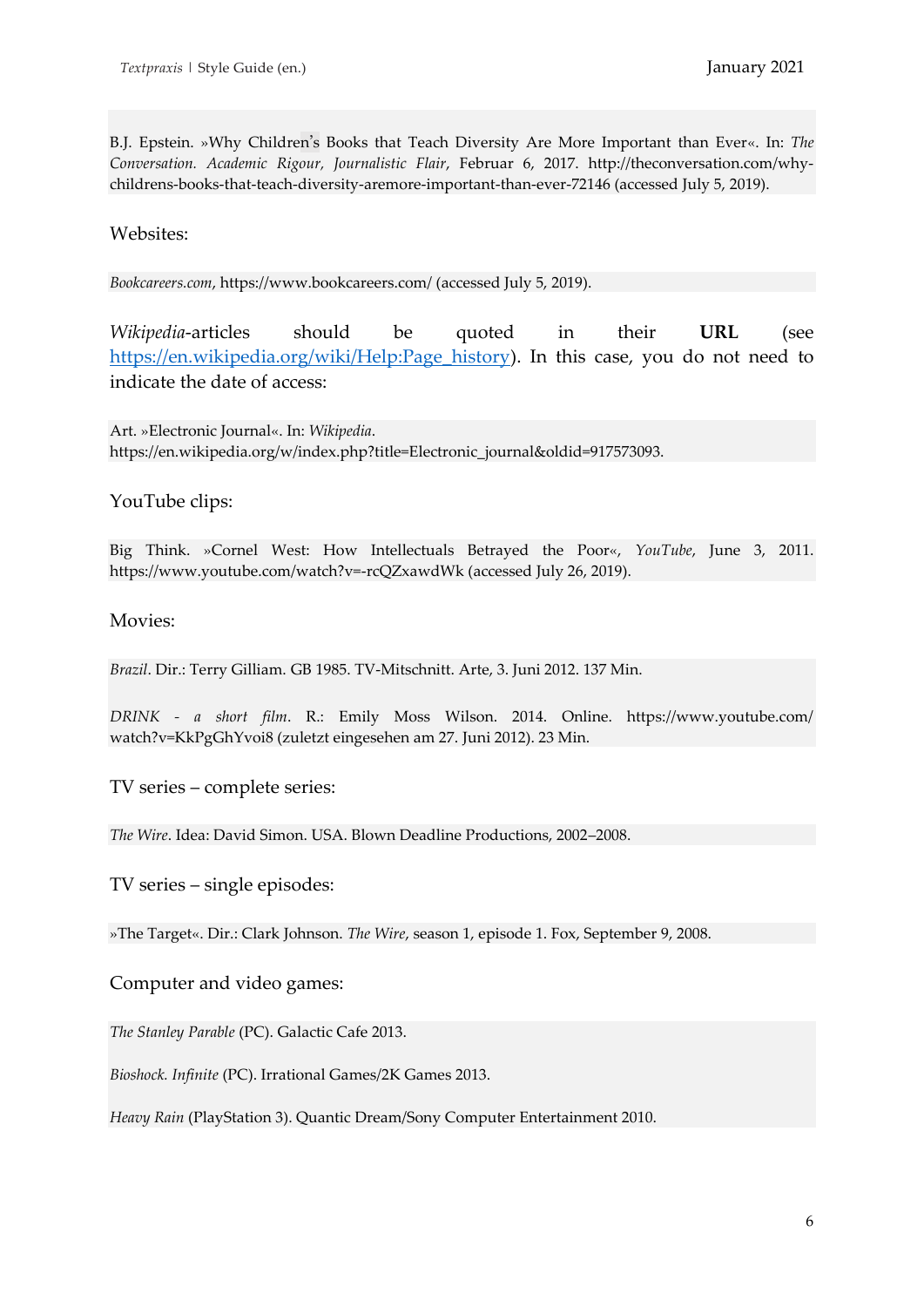B.J. Epstein. »Why Children's Books that Teach Diversity Are More Important than Ever«. In: *The Conversation. Academic Rigour, Journalistic Flair*, Februar 6, 2017. http://theconversation.com/why-childrens-books-that-teach-diversity-aremore-important-than-ever-72146 (accessed July 5, 2019).

Websites:

*Bookcareers.com*, https://www.bookcareers.com/ (accessed July 5, 2019).

*Wikipedia*-articles should be quoted in their **URL** (see [https://en.wikipedia.org/wiki/Help:Page_history](https://en.wikipedia.org/wiki/Help:Page_history)). In this case, you do not need to indicate the date of access:

Art. »Electronic Journal«. In: *Wikipedia*. https://en.wikipedia.org/w/index.php?title=Electronic_journal&oldid=917573093.

YouTube clips:

Big Think. »Cornel West: How Intellectuals Betrayed the Poor«, *YouTube*, June 3, 2011. https://www.youtube.com/watch?v=-rcQZxawdWk (accessed July 26, 2019).

Movies:

*Brazil*. Dir.: Terry Gilliam. GB 1985. TV-Mitschnitt. Arte, 3. Juni 2012. 137 Min.

*DRINK - a short film*. R.: Emily Moss Wilson. 2014. Online. https://www.youtube.com/watch?v=KkPgGhYvoi8 (zuletzt eingesehen am 27. Juni 2012). 23 Min.

TV series – complete series:

*The Wire*. Idea: David Simon. USA. Blown Deadline Productions, 2002–2008.

TV series – single episodes:

»The Target«. Dir.: Clark Johnson. *The Wire*, season 1, episode 1. Fox, September 9, 2008.

Computer and video games:

*The Stanley Parable* (PC). Galactic Cafe 2013.

*Bioshock. Infinite* (PC). Irrational Games/2K Games 2013.

*Heavy Rain* (PlayStation 3). Quantic Dream/Sony Computer Entertainment 2010.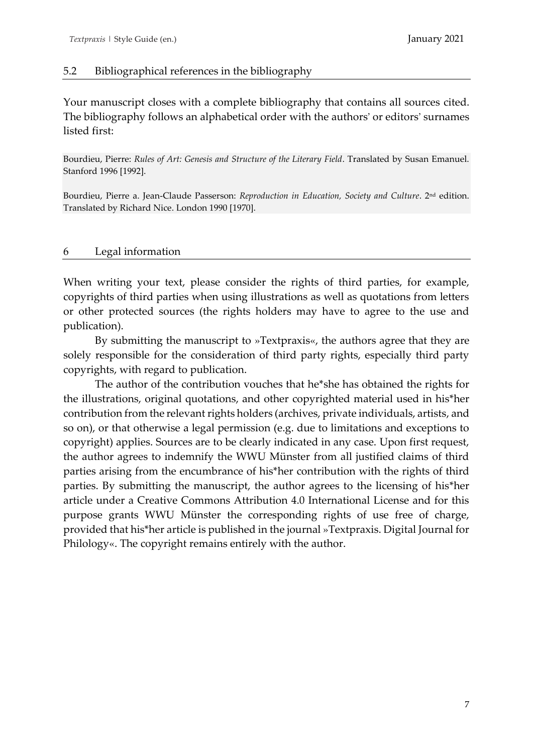## 5.2 Bibliographical references in the bibliography

Your manuscript closes with a complete bibliography that contains all sources cited. The bibliography follows an alphabetical order with the authors' or editors' surnames listed first:

Bourdieu, Pierre: *Rules of Art: Genesis and Structure of the Literary Field*. Translated by Susan Emanuel. Stanford 1996 [1992].

Bourdieu, Pierre a. Jean-Claude Passerson: *Reproduction in Education, Society and Culture*. 2nd edition. Translated by Richard Nice. London 1990 [1970].

## 6 Legal information

When writing your text, please consider the rights of third parties, for example, copyrights of third parties when using illustrations as well as quotations from letters or other protected sources (the rights holders may have to agree to the use and publication).

By submitting the manuscript to »Textpraxis«, the authors agree that they are solely responsible for the consideration of third party rights, especially third party copyrights, with regard to publication.

The author of the contribution vouches that he*she has obtained the rights for the illustrations, original quotations, and other copyrighted material used in his*her contribution from the relevant rights holders (archives, private individuals, artists, and so on), or that otherwise a legal permission (e.g. due to limitations and exceptions to copyright) applies. Sources are to be clearly indicated in any case. Upon first request, the author agrees to indemnify the WWU Münster from all justified claims of third parties arising from the encumbrance of his*her contribution with the rights of third parties. By submitting the manuscript, the author agrees to the licensing of his*her article under a Creative Commons Attribution 4.0 International License and for this purpose grants WWU Münster the corresponding rights of use free of charge, provided that his*her article is published in the journal »Textpraxis. Digital Journal for Philology«. The copyright remains entirely with the author.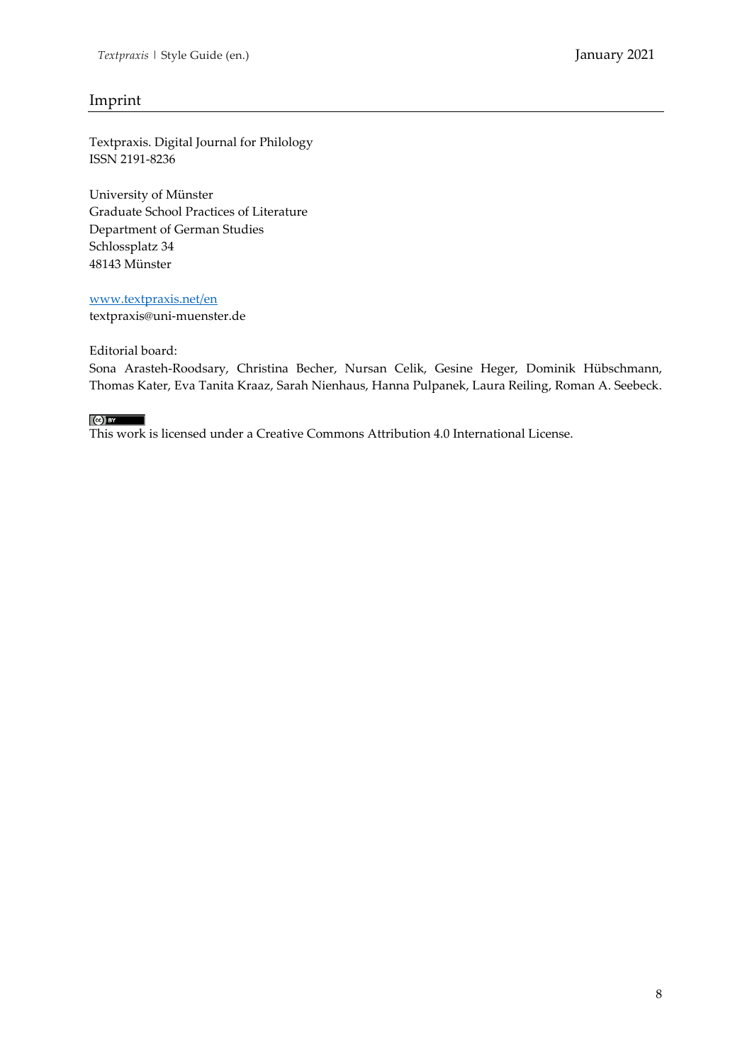## Imprint

Textpraxis. Digital Journal for Philology
ISSN 2191-8236

University of Münster
Graduate School Practices of Literature
Department of German Studies
Schlossplatz 34
48143 Münster

www.textpraxis.net/en
textpraxis@uni-muenster.de

Editorial board:
Sona Arasteh-Roodsary, Christina Becher, Nursan Celik, Gesine Heger, Dominik Hübschmann, Thomas Kater, Eva Tanita Kraaz, Sarah Nienhaus, Hanna Pulpanek, Laura Reiling, Roman A. Seebeck.

This work is licensed under a Creative Commons Attribution 4.0 International License.